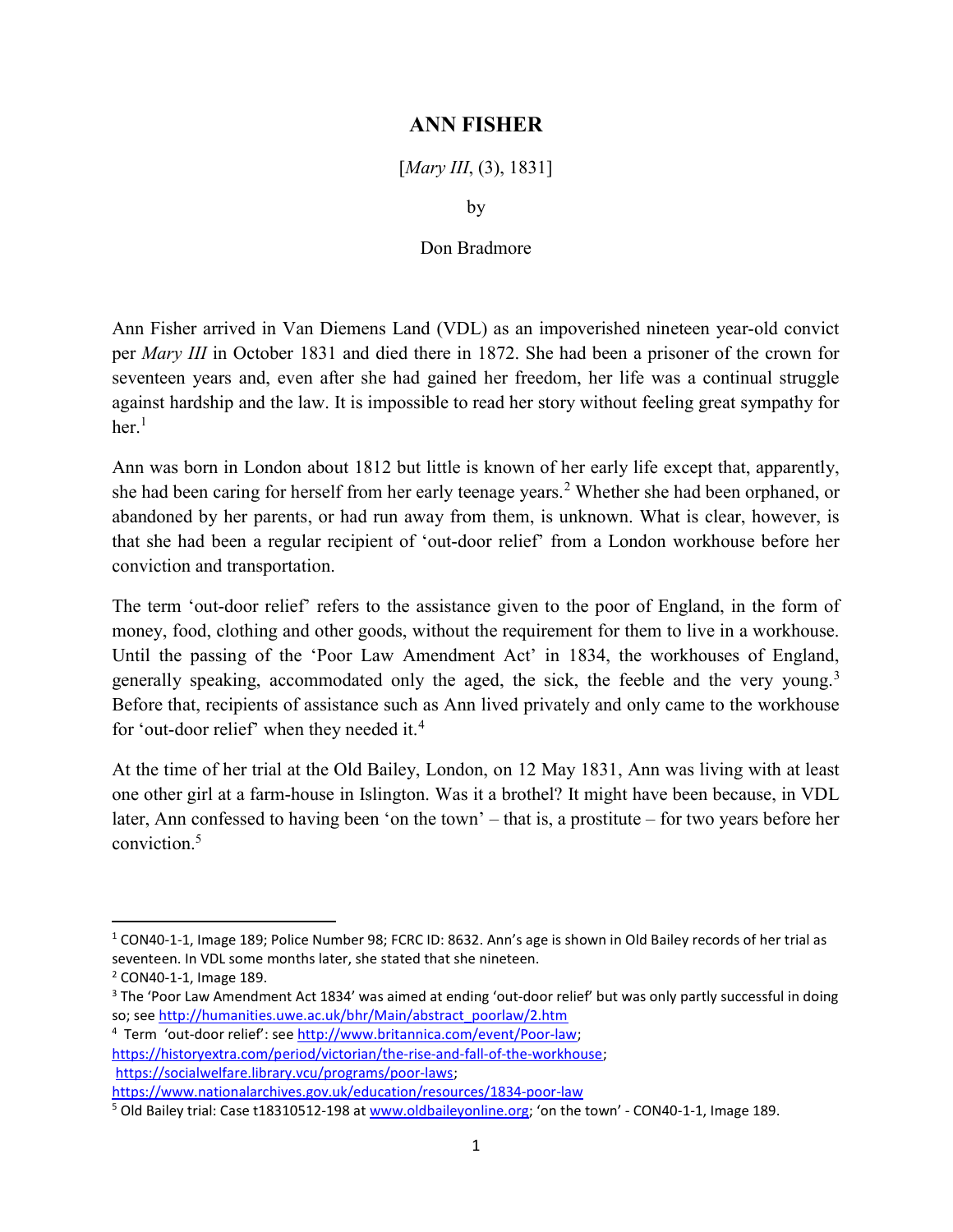# ANN FISHER

[*Mary III*, (3), 1831]

by

Don Bradmore

Ann Fisher arrived in Van Diemens Land (VDL) as an impoverished nineteen year-old convict per *Mary III* in October 1831 and died there in 1872. She had been a prisoner of the crown for seventeen years and, even after she had gained her freedom, her life was a continual struggle against hardship and the law. It is impossible to read her story without feeling great sympathy for her.[1]

Ann was born in London about 1812 but little is known of her early life except that, apparently, she had been caring for herself from her early teenage years.[2] Whether she had been orphaned, or abandoned by her parents, or had run away from them, is unknown. What is clear, however, is that she had been a regular recipient of 'out-door relief' from a London workhouse before her conviction and transportation.

The term 'out-door relief' refers to the assistance given to the poor of England, in the form of money, food, clothing and other goods, without the requirement for them to live in a workhouse. Until the passing of the 'Poor Law Amendment Act' in 1834, the workhouses of England, generally speaking, accommodated only the aged, the sick, the feeble and the very young.[3] Before that, recipients of assistance such as Ann lived privately and only came to the workhouse for 'out-door relief' when they needed it.[4]

At the time of her trial at the Old Bailey, London, on 12 May 1831, Ann was living with at least one other girl at a farm-house in Islington. Was it a brothel? It might have been because, in VDL later, Ann confessed to having been 'on the town' – that is, a prostitute – for two years before her conviction.[5]

---

[1] CON40-1-1, Image 189; Police Number 98; FCRC ID: 8632. Ann's age is shown in Old Bailey records of her trial as seventeen. In VDL some months later, she stated that she nineteen.

[2] CON40-1-1, Image 189.

[3] The 'Poor Law Amendment Act 1834' was aimed at ending 'out-door relief' but was only partly successful in doing so; see http://humanities.uwe.ac.uk/bhr/Main/abstract_poorlaw/2.htm

[4] Term 'out-door relief': see http://www.britannica.com/event/Poor-law; https://historyextra.com/period/victorian/the-rise-and-fall-of-the-workhouse; https://socialwelfare.library.vcu/programs/poor-laws; https://www.nationalarchives.gov.uk/education/resources/1834-poor-law

[5] Old Bailey trial: Case t18310512-198 at www.oldbaileyonline.org; 'on the town' - CON40-1-1, Image 189.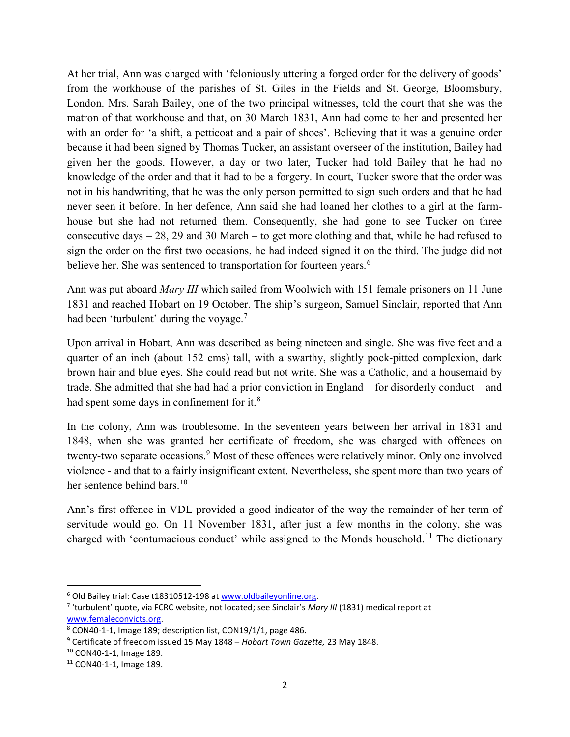At her trial, Ann was charged with 'feloniously uttering a forged order for the delivery of goods' from the workhouse of the parishes of St. Giles in the Fields and St. George, Bloomsbury, London. Mrs. Sarah Bailey, one of the two principal witnesses, told the court that she was the matron of that workhouse and that, on 30 March 1831, Ann had come to her and presented her with an order for 'a shift, a petticoat and a pair of shoes'. Believing that it was a genuine order because it had been signed by Thomas Tucker, an assistant overseer of the institution, Bailey had given her the goods. However, a day or two later, Tucker had told Bailey that he had no knowledge of the order and that it had to be a forgery. In court, Tucker swore that the order was not in his handwriting, that he was the only person permitted to sign such orders and that he had never seen it before. In her defence, Ann said she had loaned her clothes to a girl at the farm-house but she had not returned them. Consequently, she had gone to see Tucker on three consecutive days – 28, 29 and 30 March – to get more clothing and that, while he had refused to sign the order on the first two occasions, he had indeed signed it on the third. The judge did not believe her. She was sentenced to transportation for fourteen years.[6]

Ann was put aboard *Mary III* which sailed from Woolwich with 151 female prisoners on 11 June 1831 and reached Hobart on 19 October. The ship's surgeon, Samuel Sinclair, reported that Ann had been 'turbulent' during the voyage.[7]

Upon arrival in Hobart, Ann was described as being nineteen and single. She was five feet and a quarter of an inch (about 152 cms) tall, with a swarthy, slightly pock-pitted complexion, dark brown hair and blue eyes. She could read but not write. She was a Catholic, and a housemaid by trade. She admitted that she had had a prior conviction in England – for disorderly conduct – and had spent some days in confinement for it.[8]

In the colony, Ann was troublesome. In the seventeen years between her arrival in 1831 and 1848, when she was granted her certificate of freedom, she was charged with offences on twenty-two separate occasions.[9] Most of these offences were relatively minor. Only one involved violence - and that to a fairly insignificant extent. Nevertheless, she spent more than two years of her sentence behind bars.[10]

Ann's first offence in VDL provided a good indicator of the way the remainder of her term of servitude would go. On 11 November 1831, after just a few months in the colony, she was charged with 'contumacious conduct' while assigned to the Monds household.[11] The dictionary

---

[6] Old Bailey trial: Case t18310512-198 at www.oldbaileyonline.org.

[7] 'turbulent' quote, via FCRC website, not located; see Sinclair's *Mary III* (1831) medical report at www.femaleconvicts.org.

[8] CON40-1-1, Image 189; description list, CON19/1/1, page 486.

[9] Certificate of freedom issued 15 May 1848 – *Hobart Town Gazette,* 23 May 1848.

[10] CON40-1-1, Image 189.

[11] CON40-1-1, Image 189.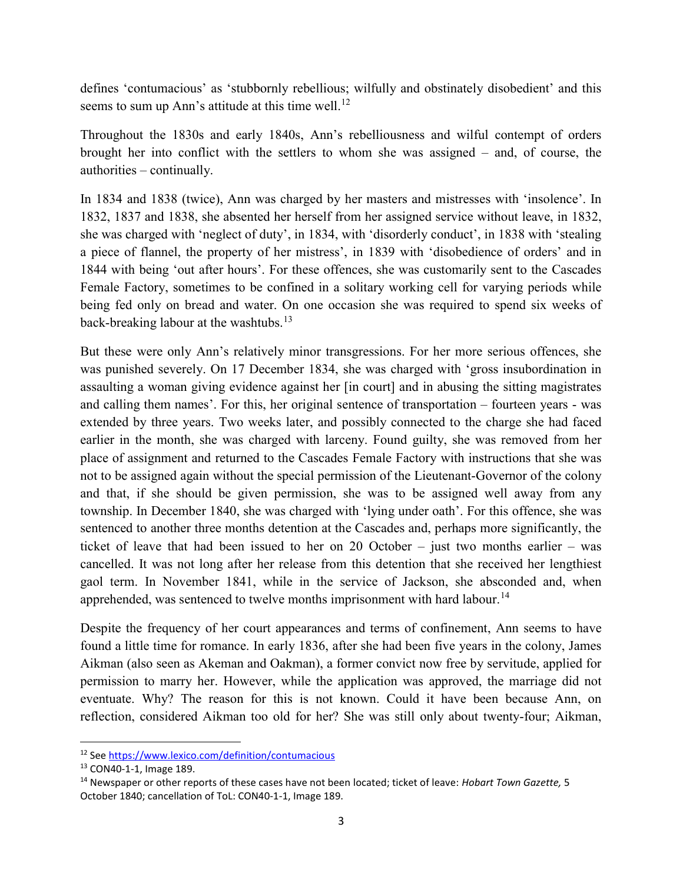defines 'contumacious' as 'stubbornly rebellious; wilfully and obstinately disobedient' and this seems to sum up Ann's attitude at this time well.[12]

Throughout the 1830s and early 1840s, Ann's rebelliousness and wilful contempt of orders brought her into conflict with the settlers to whom she was assigned – and, of course, the authorities – continually.

In 1834 and 1838 (twice), Ann was charged by her masters and mistresses with 'insolence'. In 1832, 1837 and 1838, she absented her herself from her assigned service without leave, in 1832, she was charged with 'neglect of duty', in 1834, with 'disorderly conduct', in 1838 with 'stealing a piece of flannel, the property of her mistress', in 1839 with 'disobedience of orders' and in 1844 with being 'out after hours'. For these offences, she was customarily sent to the Cascades Female Factory, sometimes to be confined in a solitary working cell for varying periods while being fed only on bread and water. On one occasion she was required to spend six weeks of back-breaking labour at the washtubs.[13]

But these were only Ann's relatively minor transgressions. For her more serious offences, she was punished severely. On 17 December 1834, she was charged with 'gross insubordination in assaulting a woman giving evidence against her [in court] and in abusing the sitting magistrates and calling them names'. For this, her original sentence of transportation – fourteen years - was extended by three years. Two weeks later, and possibly connected to the charge she had faced earlier in the month, she was charged with larceny. Found guilty, she was removed from her place of assignment and returned to the Cascades Female Factory with instructions that she was not to be assigned again without the special permission of the Lieutenant-Governor of the colony and that, if she should be given permission, she was to be assigned well away from any township. In December 1840, she was charged with 'lying under oath'. For this offence, she was sentenced to another three months detention at the Cascades and, perhaps more significantly, the ticket of leave that had been issued to her on 20 October – just two months earlier – was cancelled. It was not long after her release from this detention that she received her lengthiest gaol term. In November 1841, while in the service of Jackson, she absconded and, when apprehended, was sentenced to twelve months imprisonment with hard labour.[14]

Despite the frequency of her court appearances and terms of confinement, Ann seems to have found a little time for romance. In early 1836, after she had been five years in the colony, James Aikman (also seen as Akeman and Oakman), a former convict now free by servitude, applied for permission to marry her. However, while the application was approved, the marriage did not eventuate. Why? The reason for this is not known. Could it have been because Ann, on reflection, considered Aikman too old for her? She was still only about twenty-four; Aikman,

---

[12] See https://www.lexico.com/definition/contumacious

[13] CON40-1-1, Image 189.

[14] Newspaper or other reports of these cases have not been located; ticket of leave: *Hobart Town Gazette,* 5 October 1840; cancellation of ToL: CON40-1-1, Image 189.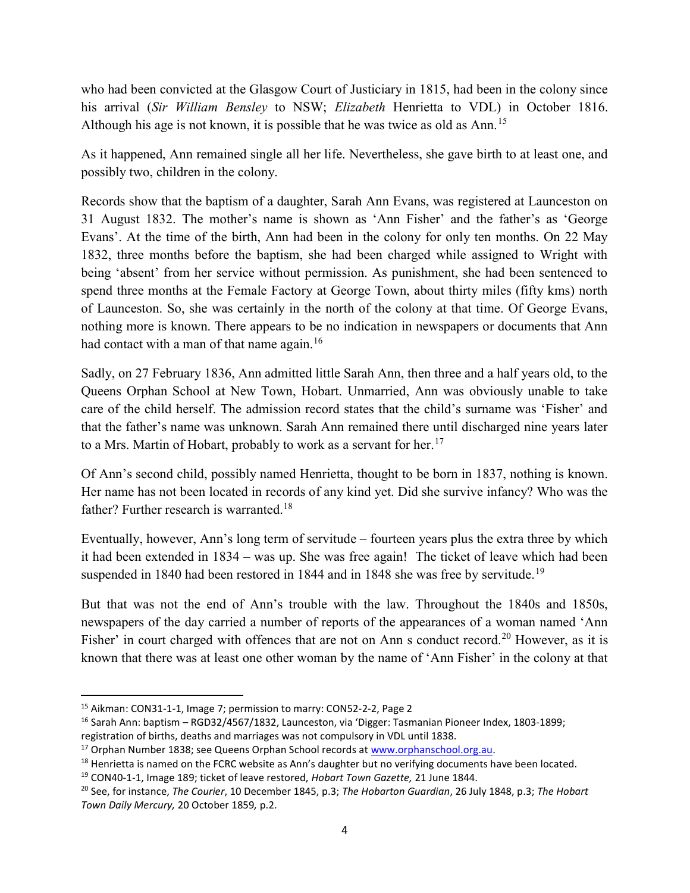who had been convicted at the Glasgow Court of Justiciary in 1815, had been in the colony since his arrival (*Sir William Bensley* to NSW; *Elizabeth* Henrietta to VDL) in October 1816. Although his age is not known, it is possible that he was twice as old as Ann.[15]

As it happened, Ann remained single all her life. Nevertheless, she gave birth to at least one, and possibly two, children in the colony.

Records show that the baptism of a daughter, Sarah Ann Evans, was registered at Launceston on 31 August 1832. The mother's name is shown as 'Ann Fisher' and the father's as 'George Evans'. At the time of the birth, Ann had been in the colony for only ten months. On 22 May 1832, three months before the baptism, she had been charged while assigned to Wright with being 'absent' from her service without permission. As punishment, she had been sentenced to spend three months at the Female Factory at George Town, about thirty miles (fifty kms) north of Launceston. So, she was certainly in the north of the colony at that time. Of George Evans, nothing more is known. There appears to be no indication in newspapers or documents that Ann had contact with a man of that name again.[16]

Sadly, on 27 February 1836, Ann admitted little Sarah Ann, then three and a half years old, to the Queens Orphan School at New Town, Hobart. Unmarried, Ann was obviously unable to take care of the child herself. The admission record states that the child's surname was 'Fisher' and that the father's name was unknown. Sarah Ann remained there until discharged nine years later to a Mrs. Martin of Hobart, probably to work as a servant for her.[17]

Of Ann's second child, possibly named Henrietta, thought to be born in 1837, nothing is known. Her name has not been located in records of any kind yet. Did she survive infancy? Who was the father? Further research is warranted.[18]

Eventually, however, Ann's long term of servitude – fourteen years plus the extra three by which it had been extended in 1834 – was up. She was free again! The ticket of leave which had been suspended in 1840 had been restored in 1844 and in 1848 she was free by servitude.[19]

But that was not the end of Ann's trouble with the law. Throughout the 1840s and 1850s, newspapers of the day carried a number of reports of the appearances of a woman named 'Ann Fisher' in court charged with offences that are not on Ann s conduct record.[20] However, as it is known that there was at least one other woman by the name of 'Ann Fisher' in the colony at that

---

[15] Aikman: CON31-1-1, Image 7; permission to marry: CON52-2-2, Page 2

[16] Sarah Ann: baptism – RGD32/4567/1832, Launceston, via 'Digger: Tasmanian Pioneer Index, 1803-1899; registration of births, deaths and marriages was not compulsory in VDL until 1838.

[17] Orphan Number 1838; see Queens Orphan School records at www.orphanschool.org.au.

[18] Henrietta is named on the FCRC website as Ann's daughter but no verifying documents have been located.

[19] CON40-1-1, Image 189; ticket of leave restored, *Hobart Town Gazette,* 21 June 1844.

[20] See, for instance, *The Courier*, 10 December 1845, p.3; *The Hobarton Guardian*, 26 July 1848, p.3; *The Hobart Town Daily Mercury,* 20 October 1859*,* p.2.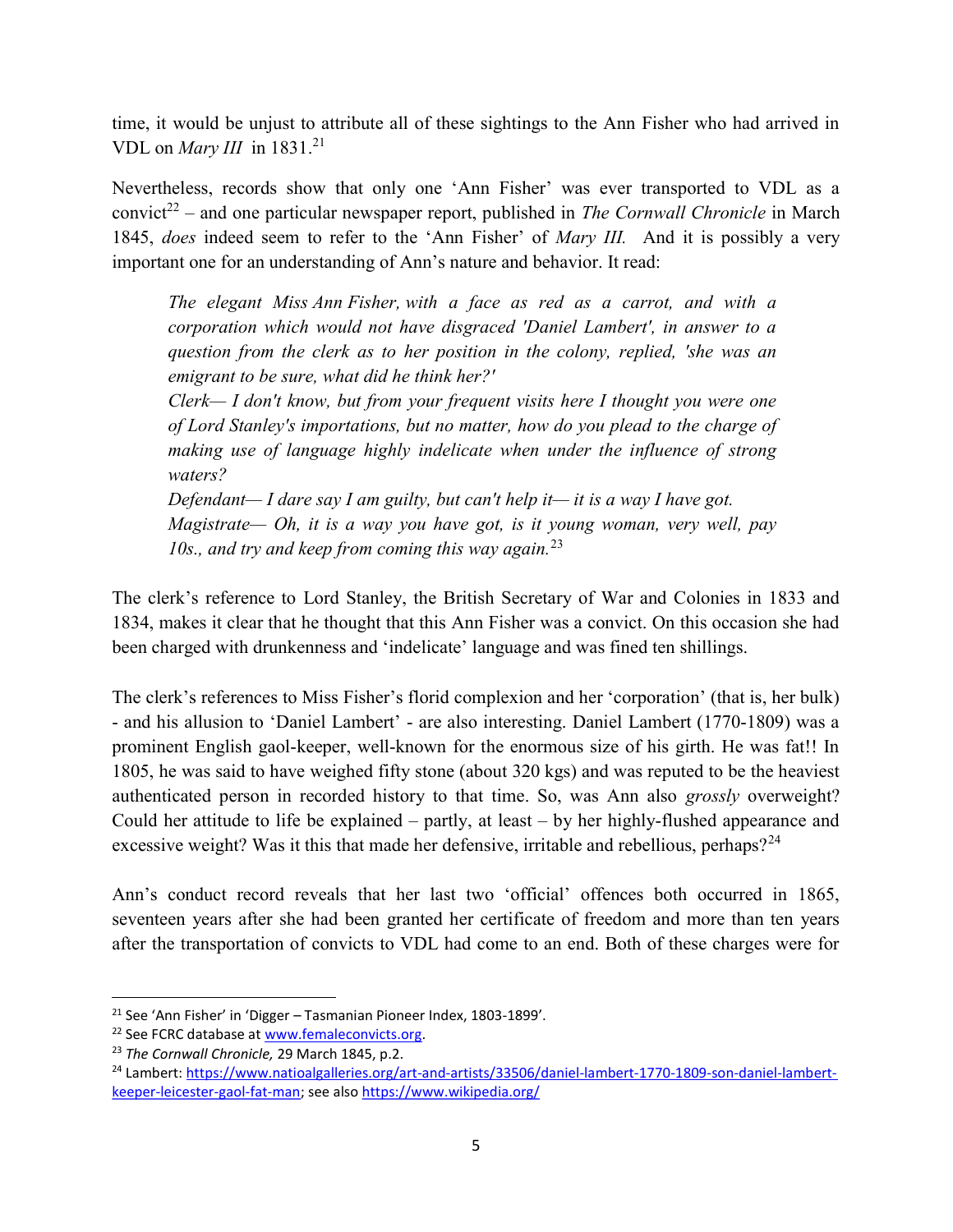time, it would be unjust to attribute all of these sightings to the Ann Fisher who had arrived in VDL on *Mary III* in 1831.[21]

Nevertheless, records show that only one 'Ann Fisher' was ever transported to VDL as a convict[22] – and one particular newspaper report, published in *The Cornwall Chronicle* in March 1845, *does* indeed seem to refer to the 'Ann Fisher' of *Mary III.* And it is possibly a very important one for an understanding of Ann's nature and behavior. It read:

> *The elegant Miss Ann Fisher, with a face as red as a carrot, and with a corporation which would not have disgraced 'Daniel Lambert', in answer to a question from the clerk as to her position in the colony, replied, 'she was an emigrant to be sure, what did he think her?'*
> *Clerk— I don't know, but from your frequent visits here I thought you were one of Lord Stanley's importations, but no matter, how do you plead to the charge of making use of language highly indelicate when under the influence of strong waters?*
> *Defendant— I dare say I am guilty, but can't help it— it is a way I have got.*
> *Magistrate— Oh, it is a way you have got, is it young woman, very well, pay 10s., and try and keep from coming this way again.*[23]

The clerk's reference to Lord Stanley, the British Secretary of War and Colonies in 1833 and 1834, makes it clear that he thought that this Ann Fisher was a convict. On this occasion she had been charged with drunkenness and 'indelicate' language and was fined ten shillings.

The clerk's references to Miss Fisher's florid complexion and her 'corporation' (that is, her bulk) - and his allusion to 'Daniel Lambert' - are also interesting. Daniel Lambert (1770-1809) was a prominent English gaol-keeper, well-known for the enormous size of his girth. He was fat!! In 1805, he was said to have weighed fifty stone (about 320 kgs) and was reputed to be the heaviest authenticated person in recorded history to that time. So, was Ann also *grossly* overweight? Could her attitude to life be explained – partly, at least – by her highly-flushed appearance and excessive weight? Was it this that made her defensive, irritable and rebellious, perhaps?[24]

Ann's conduct record reveals that her last two 'official' offences both occurred in 1865, seventeen years after she had been granted her certificate of freedom and more than ten years after the transportation of convicts to VDL had come to an end. Both of these charges were for

---

[21] See 'Ann Fisher' in 'Digger – Tasmanian Pioneer Index, 1803-1899'.

[22] See FCRC database at www.femaleconvicts.org.

[23] *The Cornwall Chronicle,* 29 March 1845, p.2.

[24] Lambert: https://www.natioalgalleries.org/art-and-artists/33506/daniel-lambert-1770-1809-son-daniel-lambert-keeper-leicester-gaol-fat-man; see also https://www.wikipedia.org/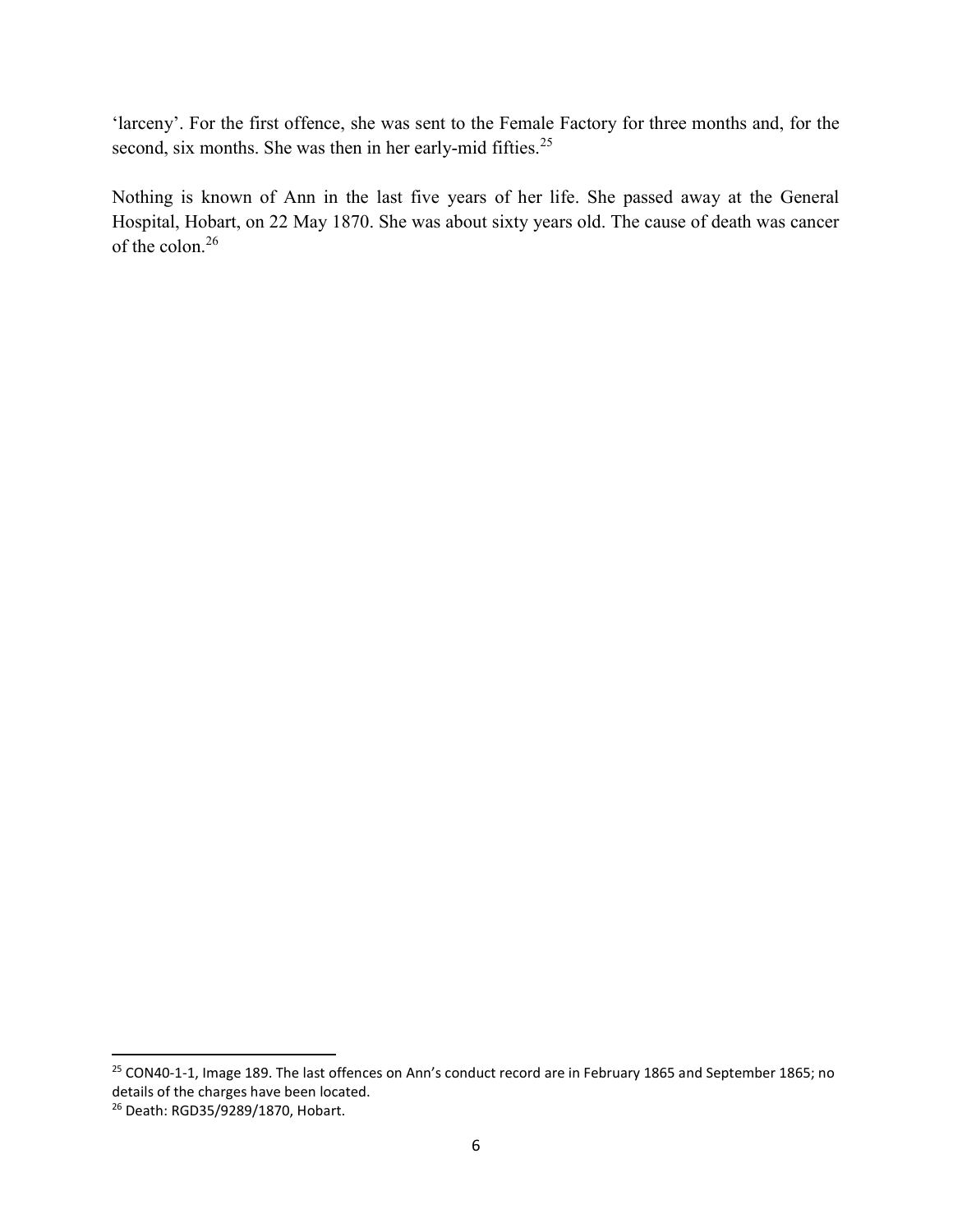'larceny'. For the first offence, she was sent to the Female Factory for three months and, for the second, six months. She was then in her early-mid fifties.[25]

Nothing is known of Ann in the last five years of her life. She passed away at the General Hospital, Hobart, on 22 May 1870. She was about sixty years old. The cause of death was cancer of the colon.[26]

---

[25] CON40-1-1, Image 189. The last offences on Ann's conduct record are in February 1865 and September 1865; no details of the charges have been located.

[26] Death: RGD35/9289/1870, Hobart.